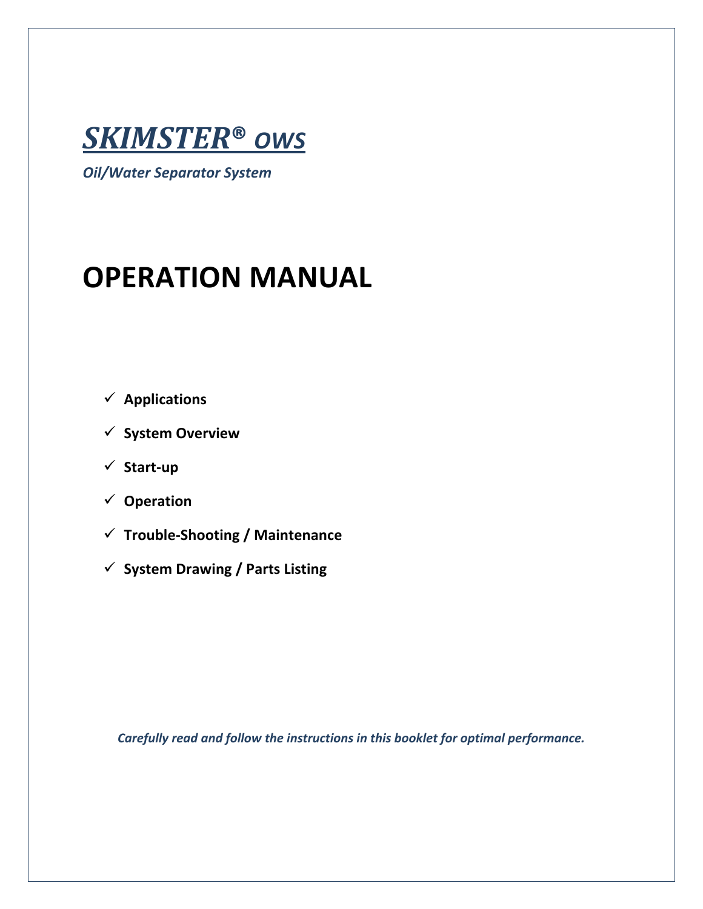# ***SKIMSTER® OWS***

*Oil/Water Separator System*

# OPERATION MANUAL

- ✓ **Applications**
- ✓ **System Overview**
- ✓ **Start-up**
- ✓ **Operation**
- ✓ **Trouble-Shooting / Maintenance**
- ✓ **System Drawing / Parts Listing**

***Carefully read and follow the instructions in this booklet for optimal performance.***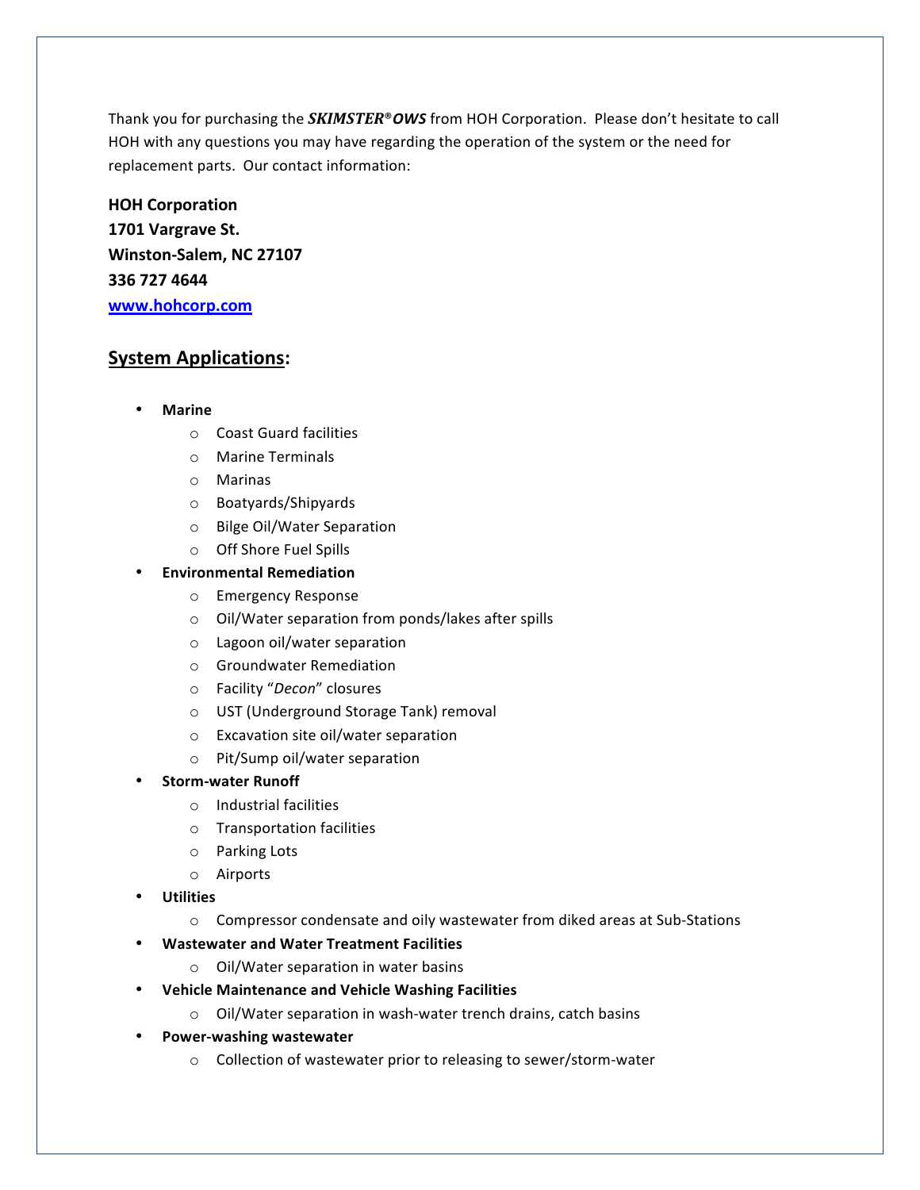Thank you for purchasing the ***SKIMSTER®OWS*** from HOH Corporation. Please don't hesitate to call HOH with any questions you may have regarding the operation of the system or the need for replacement parts. Our contact information:

**HOH Corporation**
**1701 Vargrave St.**
**Winston-Salem, NC 27107**
**336 727 4644**
[www.hohcorp.com](http://www.hohcorp.com)

## System Applications:

- **Marine**
  - Coast Guard facilities
  - Marine Terminals
  - Marinas
  - Boatyards/Shipyards
  - Bilge Oil/Water Separation
  - Off Shore Fuel Spills
- **Environmental Remediation**
  - Emergency Response
  - Oil/Water separation from ponds/lakes after spills
  - Lagoon oil/water separation
  - Groundwater Remediation
  - Facility "*Decon*" closures
  - UST (Underground Storage Tank) removal
  - Excavation site oil/water separation
  - Pit/Sump oil/water separation
- **Storm-water Runoff**
  - Industrial facilities
  - Transportation facilities
  - Parking Lots
  - Airports
- **Utilities**
  - Compressor condensate and oily wastewater from diked areas at Sub-Stations
- **Wastewater and Water Treatment Facilities**
  - Oil/Water separation in water basins
- **Vehicle Maintenance and Vehicle Washing Facilities**
  - Oil/Water separation in wash-water trench drains, catch basins
- **Power-washing wastewater**
  - Collection of wastewater prior to releasing to sewer/storm-water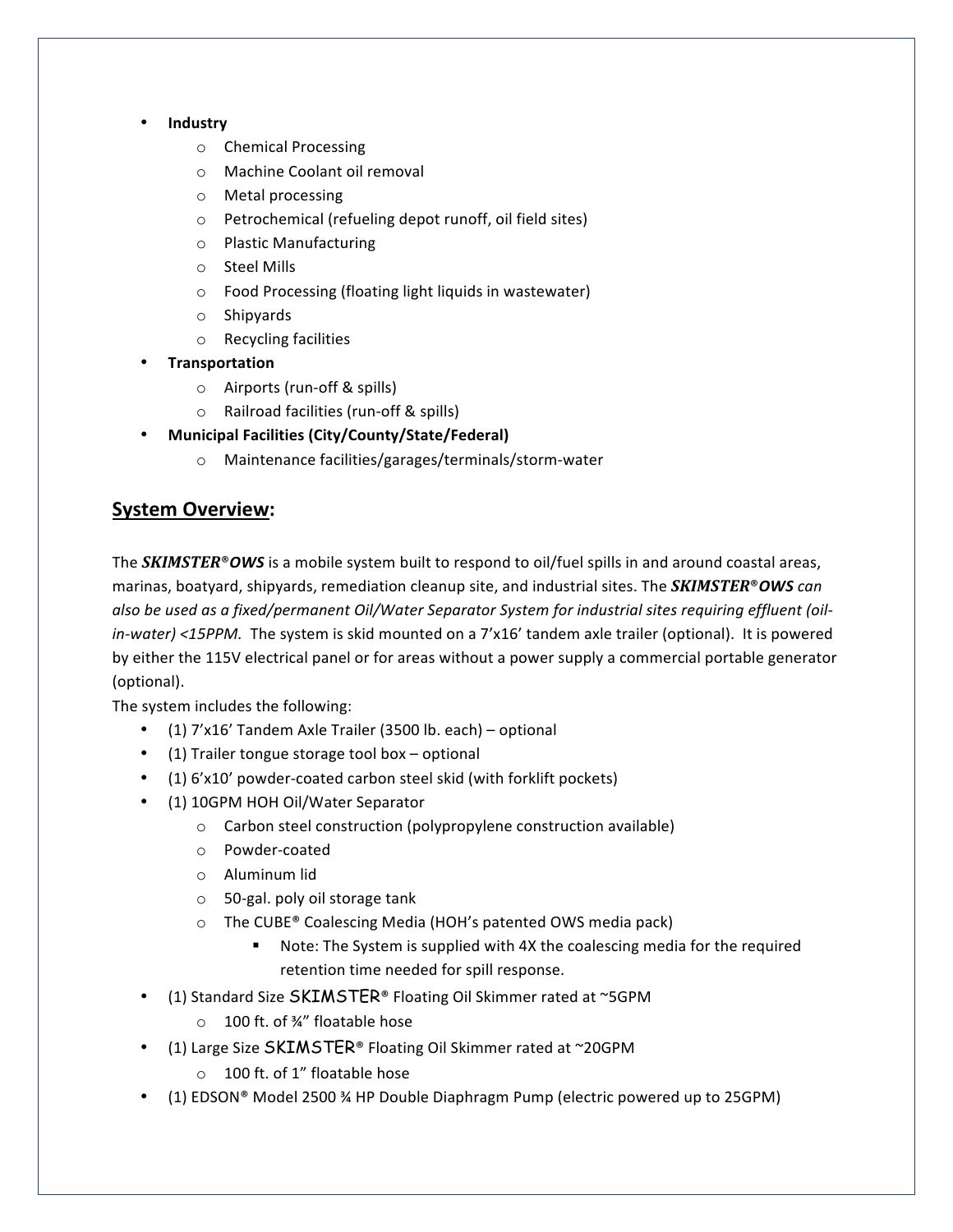- **Industry**
  - Chemical Processing
  - Machine Coolant oil removal
  - Metal processing
  - Petrochemical (refueling depot runoff, oil field sites)
  - Plastic Manufacturing
  - Steel Mills
  - Food Processing (floating light liquids in wastewater)
  - Shipyards
  - Recycling facilities
- **Transportation**
  - Airports (run-off & spills)
  - Railroad facilities (run-off & spills)
- **Municipal Facilities (City/County/State/Federal)**
  - Maintenance facilities/garages/terminals/storm-water

## <u>System Overview</u>:

The ***SKIMSTER®OWS*** is a mobile system built to respond to oil/fuel spills in and around coastal areas, marinas, boatyard, shipyards, remediation cleanup site, and industrial sites. The ***SKIMSTER®OWS*** *can also be used as a fixed/permanent Oil/Water Separator System for industrial sites requiring effluent (oil-in-water) <15PPM.* The system is skid mounted on a 7'x16' tandem axle trailer (optional). It is powered by either the 115V electrical panel or for areas without a power supply a commercial portable generator (optional).

The system includes the following:

- (1) 7'x16' Tandem Axle Trailer (3500 lb. each) – optional
- (1) Trailer tongue storage tool box – optional
- (1) 6'x10' powder-coated carbon steel skid (with forklift pockets)
- (1) 10GPM HOH Oil/Water Separator
  - Carbon steel construction (polypropylene construction available)
  - Powder-coated
  - Aluminum lid
  - 50-gal. poly oil storage tank
  - The CUBE® Coalescing Media (HOH's patented OWS media pack)
    - Note: The System is supplied with 4X the coalescing media for the required retention time needed for spill response.
- (1) Standard Size SKIMSTER® Floating Oil Skimmer rated at ~5GPM
  - 100 ft. of ¾" floatable hose
- (1) Large Size SKIMSTER® Floating Oil Skimmer rated at ~20GPM
  - 100 ft. of 1" floatable hose
- (1) EDSON® Model 2500 ¾ HP Double Diaphragm Pump (electric powered up to 25GPM)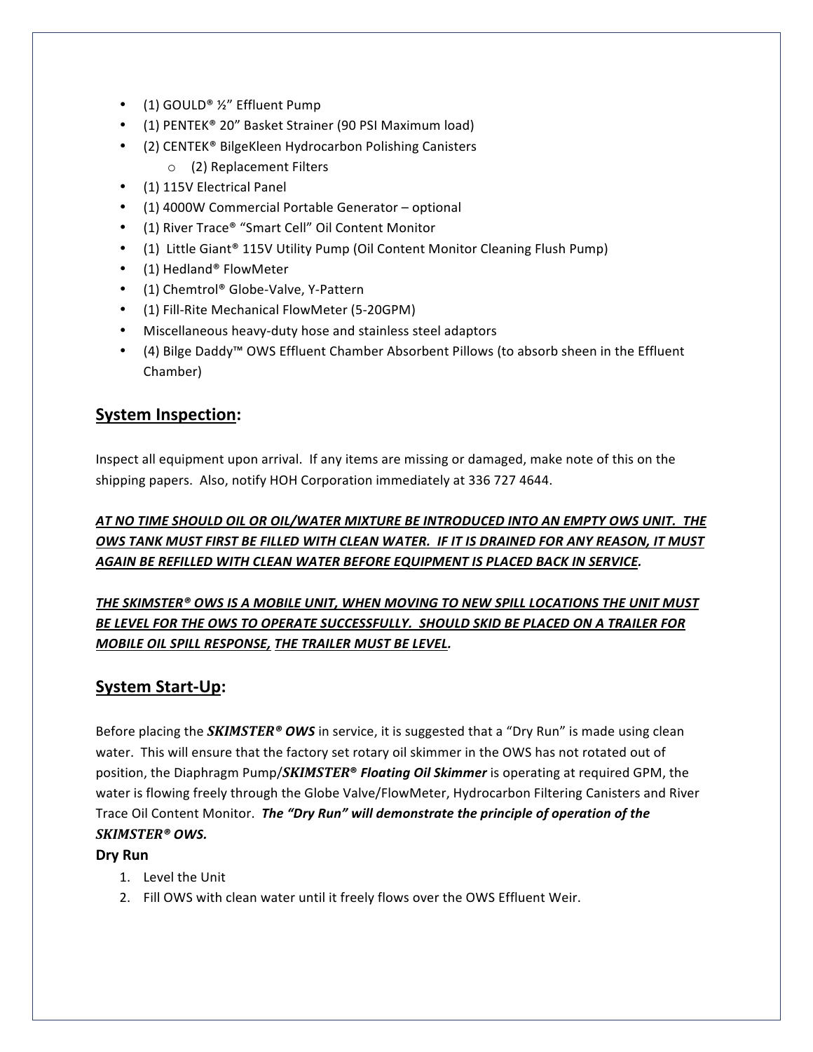- (1) GOULD® ½" Effluent Pump
- (1) PENTEK® 20" Basket Strainer (90 PSI Maximum load)
- (2) CENTEK® BilgeKleen Hydrocarbon Polishing Canisters
  - (2) Replacement Filters
- (1) 115V Electrical Panel
- (1) 4000W Commercial Portable Generator – optional
- (1) River Trace® "Smart Cell" Oil Content Monitor
- (1) Little Giant® 115V Utility Pump (Oil Content Monitor Cleaning Flush Pump)
- (1) Hedland® FlowMeter
- (1) Chemtrol® Globe-Valve, Y-Pattern
- (1) Fill-Rite Mechanical FlowMeter (5-20GPM)
- Miscellaneous heavy-duty hose and stainless steel adaptors
- (4) Bilge Daddy™ OWS Effluent Chamber Absorbent Pillows (to absorb sheen in the Effluent Chamber)

## System Inspection:

Inspect all equipment upon arrival. If any items are missing or damaged, make note of this on the shipping papers. Also, notify HOH Corporation immediately at 336 727 4644.

***AT NO TIME SHOULD OIL OR OIL/WATER MIXTURE BE INTRODUCED INTO AN EMPTY OWS UNIT. THE OWS TANK MUST FIRST BE FILLED WITH CLEAN WATER. IF IT IS DRAINED FOR ANY REASON, IT MUST AGAIN BE REFILLED WITH CLEAN WATER BEFORE EQUIPMENT IS PLACED BACK IN SERVICE.***

***THE SKIMSTER® OWS IS A MOBILE UNIT, WHEN MOVING TO NEW SPILL LOCATIONS THE UNIT MUST BE LEVEL FOR THE OWS TO OPERATE SUCCESSFULLY. SHOULD SKID BE PLACED ON A TRAILER FOR MOBILE OIL SPILL RESPONSE, THE TRAILER MUST BE LEVEL.***

## System Start-Up:

Before placing the ***SKIMSTER® OWS*** in service, it is suggested that a "Dry Run" is made using clean water. This will ensure that the factory set rotary oil skimmer in the OWS has not rotated out of position, the Diaphragm Pump/***SKIMSTER® Floating Oil Skimmer*** is operating at required GPM, the water is flowing freely through the Globe Valve/FlowMeter, Hydrocarbon Filtering Canisters and River Trace Oil Content Monitor. ***The "Dry Run" will demonstrate the principle of operation of the SKIMSTER® OWS.***

**Dry Run**

1. Level the Unit
2. Fill OWS with clean water until it freely flows over the OWS Effluent Weir.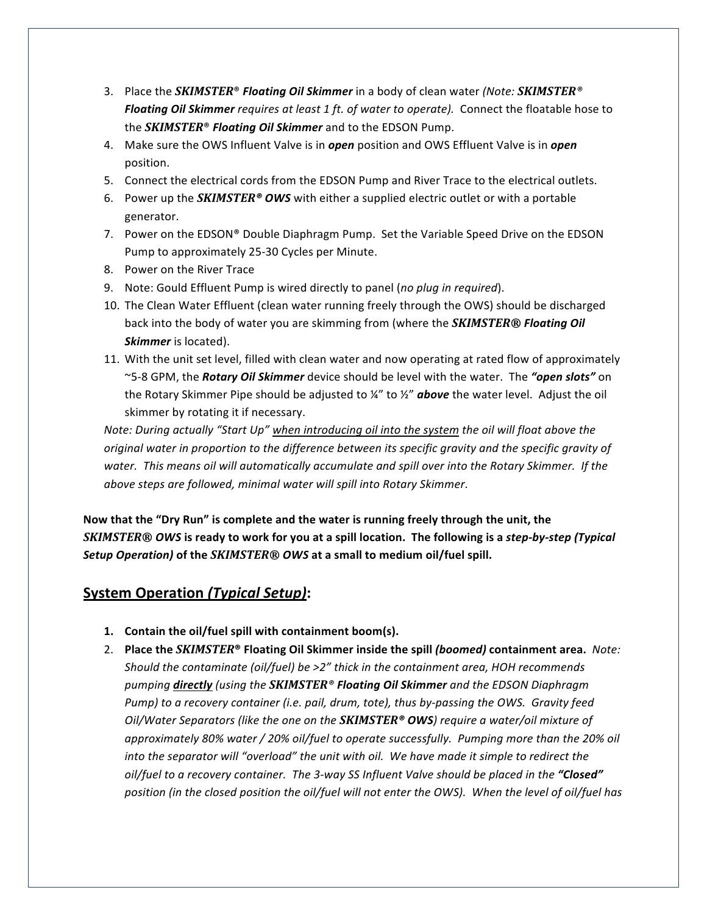3. Place the ***SKIMSTER*® *Floating Oil Skimmer*** in a body of clean water *(Note: **SKIMSTER® Floating Oil Skimmer** requires at least 1 ft. of water to operate).* Connect the floatable hose to the ***SKIMSTER*® *Floating Oil Skimmer*** and to the EDSON Pump.
4. Make sure the OWS Influent Valve is in ***open*** position and OWS Effluent Valve is in ***open*** position.
5. Connect the electrical cords from the EDSON Pump and River Trace to the electrical outlets.
6. Power up the ***SKIMSTER® OWS*** with either a supplied electric outlet or with a portable generator.
7. Power on the EDSON® Double Diaphragm Pump. Set the Variable Speed Drive on the EDSON Pump to approximately 25-30 Cycles per Minute.
8. Power on the River Trace
9. Note: Gould Effluent Pump is wired directly to panel (*no plug in required*).
10. The Clean Water Effluent (clean water running freely through the OWS) should be discharged back into the body of water you are skimming from (where the ***SKIMSTER® Floating Oil Skimmer*** is located).
11. With the unit set level, filled with clean water and now operating at rated flow of approximately ~5-8 GPM, the ***Rotary Oil Skimmer*** device should be level with the water. The ***"open slots"*** on the Rotary Skimmer Pipe should be adjusted to ¼" to ½" ***above*** the water level. Adjust the oil skimmer by rotating it if necessary.

*Note: During actually "Start Up" <u>when introducing oil into the system</u> the oil will float above the original water in proportion to the difference between its specific gravity and the specific gravity of water. This means oil will automatically accumulate and spill over into the Rotary Skimmer. If the above steps are followed, minimal water will spill into Rotary Skimmer.*

**Now that the "Dry Run" is complete and the water is running freely through the unit, the *SKIMSTER® OWS* is ready to work for you at a spill location. The following is a *step-by-step (Typical Setup Operation)* of the *SKIMSTER® OWS* at a small to medium oil/fuel spill.**

## <u>System Operation *(Typical Setup)*</u>:

1. **Contain the oil/fuel spill with containment boom(s).**
2. **Place the *SKIMSTER*® Floating Oil Skimmer inside the spill *(boomed)* containment area.** *Note: Should the contaminate (oil/fuel) be >2" thick in the containment area, HOH recommends pumping **<u>directly</u>** (using the **SKIMSTER® Floating Oil Skimmer** and the EDSON Diaphragm Pump) to a recovery container (i.e. pail, drum, tote), thus by-passing the OWS. Gravity feed Oil/Water Separators (like the one on the **SKIMSTER® OWS**) require a water/oil mixture of approximately 80% water / 20% oil/fuel to operate successfully. Pumping more than the 20% oil into the separator will "overload" the unit with oil. We have made it simple to redirect the oil/fuel to a recovery container. The 3-way SS Influent Valve should be placed in the **"Closed"** position (in the closed position the oil/fuel will not enter the OWS). When the level of oil/fuel has*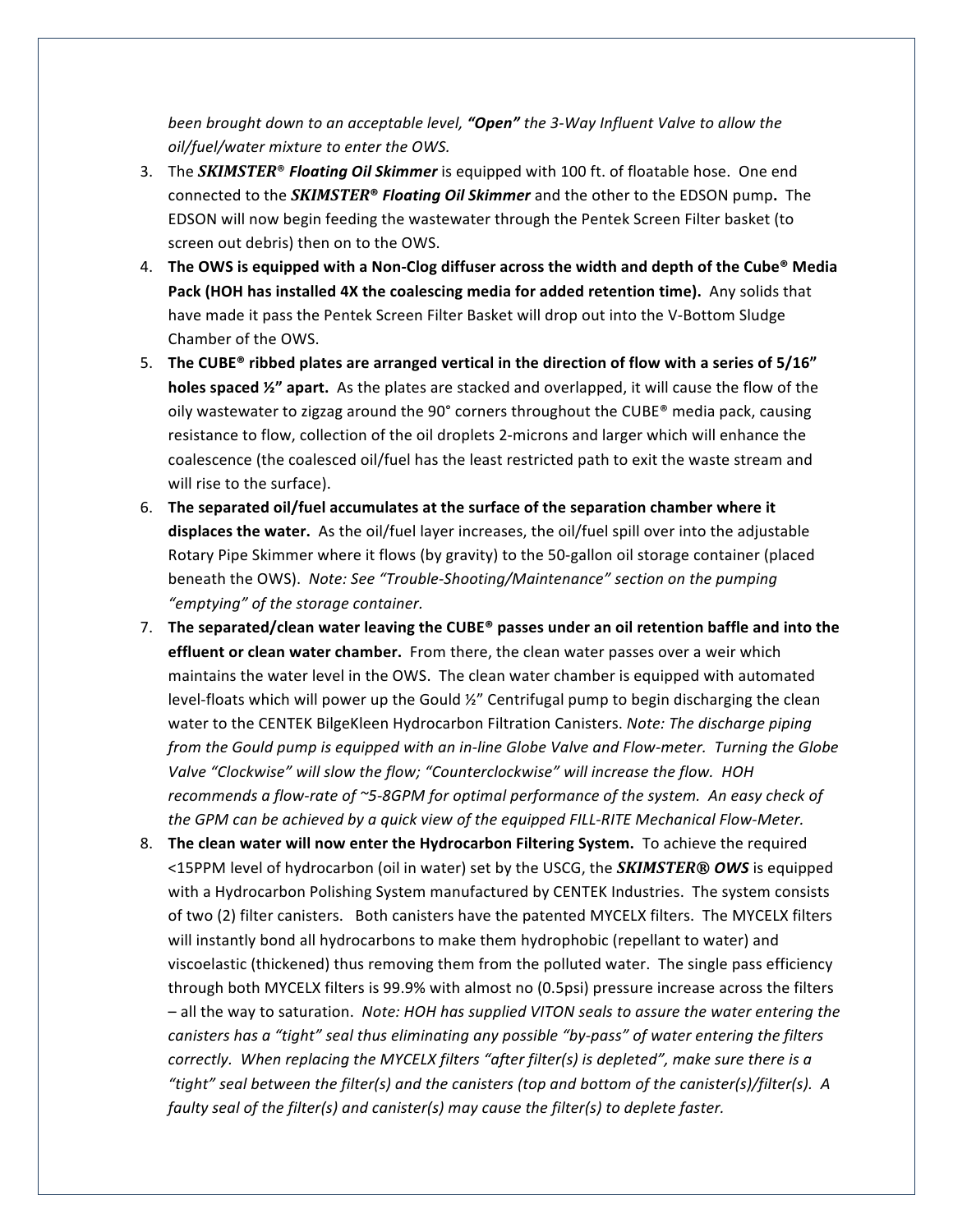*been brought down to an acceptable level, **"Open"** the 3-Way Influent Valve to allow the oil/fuel/water mixture to enter the OWS.*

3. The ***SKIMSTER®*** ***Floating Oil Skimmer*** is equipped with 100 ft. of floatable hose. One end connected to the ***SKIMSTER®*** ***Floating Oil Skimmer*** and the other to the EDSON pump**.** The EDSON will now begin feeding the wastewater through the Pentek Screen Filter basket (to screen out debris) then on to the OWS.
4. **The OWS is equipped with a Non-Clog diffuser across the width and depth of the Cube® Media Pack (HOH has installed 4X the coalescing media for added retention time).** Any solids that have made it pass the Pentek Screen Filter Basket will drop out into the V-Bottom Sludge Chamber of the OWS.
5. **The CUBE® ribbed plates are arranged vertical in the direction of flow with a series of 5/16" holes spaced ½" apart.** As the plates are stacked and overlapped, it will cause the flow of the oily wastewater to zigzag around the 90° corners throughout the CUBE® media pack, causing resistance to flow, collection of the oil droplets 2-microns and larger which will enhance the coalescence (the coalesced oil/fuel has the least restricted path to exit the waste stream and will rise to the surface).
6. **The separated oil/fuel accumulates at the surface of the separation chamber where it displaces the water.** As the oil/fuel layer increases, the oil/fuel spill over into the adjustable Rotary Pipe Skimmer where it flows (by gravity) to the 50-gallon oil storage container (placed beneath the OWS). *Note: See "Trouble-Shooting/Maintenance" section on the pumping "emptying" of the storage container.*
7. **The separated/clean water leaving the CUBE® passes under an oil retention baffle and into the effluent or clean water chamber.** From there, the clean water passes over a weir which maintains the water level in the OWS. The clean water chamber is equipped with automated level-floats which will power up the Gould ½" Centrifugal pump to begin discharging the clean water to the CENTEK BilgeKleen Hydrocarbon Filtration Canisters. *Note: The discharge piping from the Gould pump is equipped with an in-line Globe Valve and Flow-meter. Turning the Globe Valve "Clockwise" will slow the flow; "Counterclockwise" will increase the flow. HOH recommends a flow-rate of ~5-8GPM for optimal performance of the system. An easy check of the GPM can be achieved by a quick view of the equipped FILL-RITE Mechanical Flow-Meter.*
8. **The clean water will now enter the Hydrocarbon Filtering System.** To achieve the required <15PPM level of hydrocarbon (oil in water) set by the USCG, the ***SKIMSTER® OWS*** is equipped with a Hydrocarbon Polishing System manufactured by CENTEK Industries. The system consists of two (2) filter canisters. Both canisters have the patented MYCELX filters. The MYCELX filters will instantly bond all hydrocarbons to make them hydrophobic (repellant to water) and viscoelastic (thickened) thus removing them from the polluted water. The single pass efficiency through both MYCELX filters is 99.9% with almost no (0.5psi) pressure increase across the filters – all the way to saturation. *Note: HOH has supplied VITON seals to assure the water entering the canisters has a "tight" seal thus eliminating any possible "by-pass" of water entering the filters correctly. When replacing the MYCELX filters "after filter(s) is depleted", make sure there is a "tight" seal between the filter(s) and the canisters (top and bottom of the canister(s)/filter(s). A faulty seal of the filter(s) and canister(s) may cause the filter(s) to deplete faster.*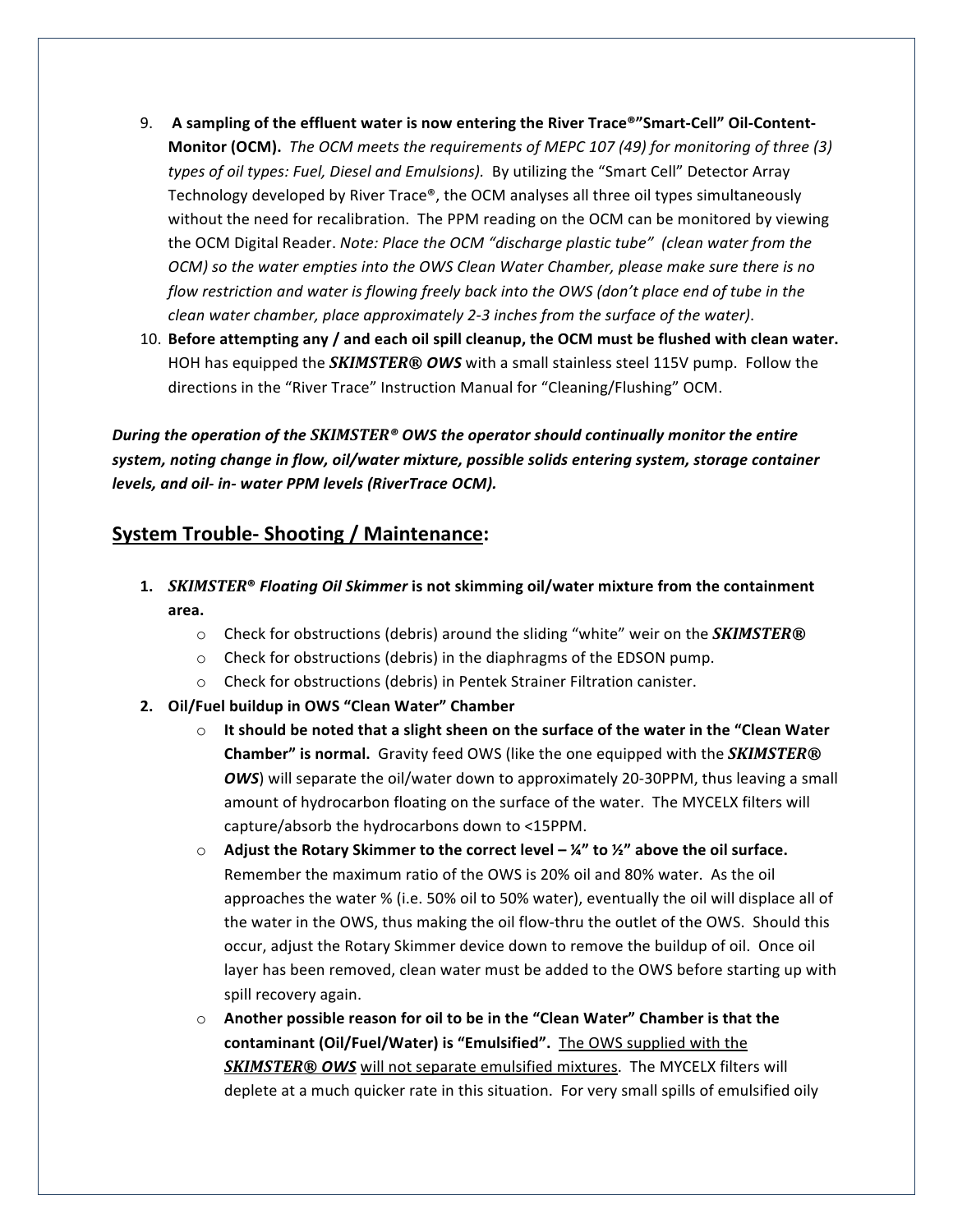9. **A sampling of the effluent water is now entering the River Trace®"Smart-Cell" Oil-Content-Monitor (OCM).** *The OCM meets the requirements of MEPC 107 (49) for monitoring of three (3) types of oil types: Fuel, Diesel and Emulsions).* By utilizing the "Smart Cell" Detector Array Technology developed by River Trace®, the OCM analyses all three oil types simultaneously without the need for recalibration. The PPM reading on the OCM can be monitored by viewing the OCM Digital Reader. *Note: Place the OCM "discharge plastic tube" (clean water from the OCM) so the water empties into the OWS Clean Water Chamber, please make sure there is no flow restriction and water is flowing freely back into the OWS (don't place end of tube in the clean water chamber, place approximately 2-3 inches from the surface of the water)*.
10. **Before attempting any / and each oil spill cleanup, the OCM must be flushed with clean water.** HOH has equipped the ***SKIMSTER® OWS*** with a small stainless steel 115V pump. Follow the directions in the "River Trace" Instruction Manual for "Cleaning/Flushing" OCM.

***During the operation of the SKIMSTER® OWS the operator should continually monitor the entire system, noting change in flow, oil/water mixture, possible solids entering system, storage container levels, and oil- in- water PPM levels (RiverTrace OCM).***

## System Trouble- Shooting / Maintenance:

1. ***SKIMSTER® Floating Oil Skimmer* is not skimming oil/water mixture from the containment area.**
   - Check for obstructions (debris) around the sliding "white" weir on the ***SKIMSTER®***
   - Check for obstructions (debris) in the diaphragms of the EDSON pump.
   - Check for obstructions (debris) in Pentek Strainer Filtration canister.
2. **Oil/Fuel buildup in OWS "Clean Water" Chamber**
   - **It should be noted that a slight sheen on the surface of the water in the "Clean Water Chamber" is normal.** Gravity feed OWS (like the one equipped with the ***SKIMSTER® OWS***) will separate the oil/water down to approximately 20-30PPM, thus leaving a small amount of hydrocarbon floating on the surface of the water. The MYCELX filters will capture/absorb the hydrocarbons down to <15PPM.
   - **Adjust the Rotary Skimmer to the correct level – ¼" to ½" above the oil surface.** Remember the maximum ratio of the OWS is 20% oil and 80% water. As the oil approaches the water % (i.e. 50% oil to 50% water), eventually the oil will displace all of the water in the OWS, thus making the oil flow-thru the outlet of the OWS. Should this occur, adjust the Rotary Skimmer device down to remove the buildup of oil. Once oil layer has been removed, clean water must be added to the OWS before starting up with spill recovery again.
   - **Another possible reason for oil to be in the "Clean Water" Chamber is that the contaminant (Oil/Fuel/Water) is "Emulsified".** The OWS supplied with the ***SKIMSTER® OWS*** will not separate emulsified mixtures. The MYCELX filters will deplete at a much quicker rate in this situation. For very small spills of emulsified oily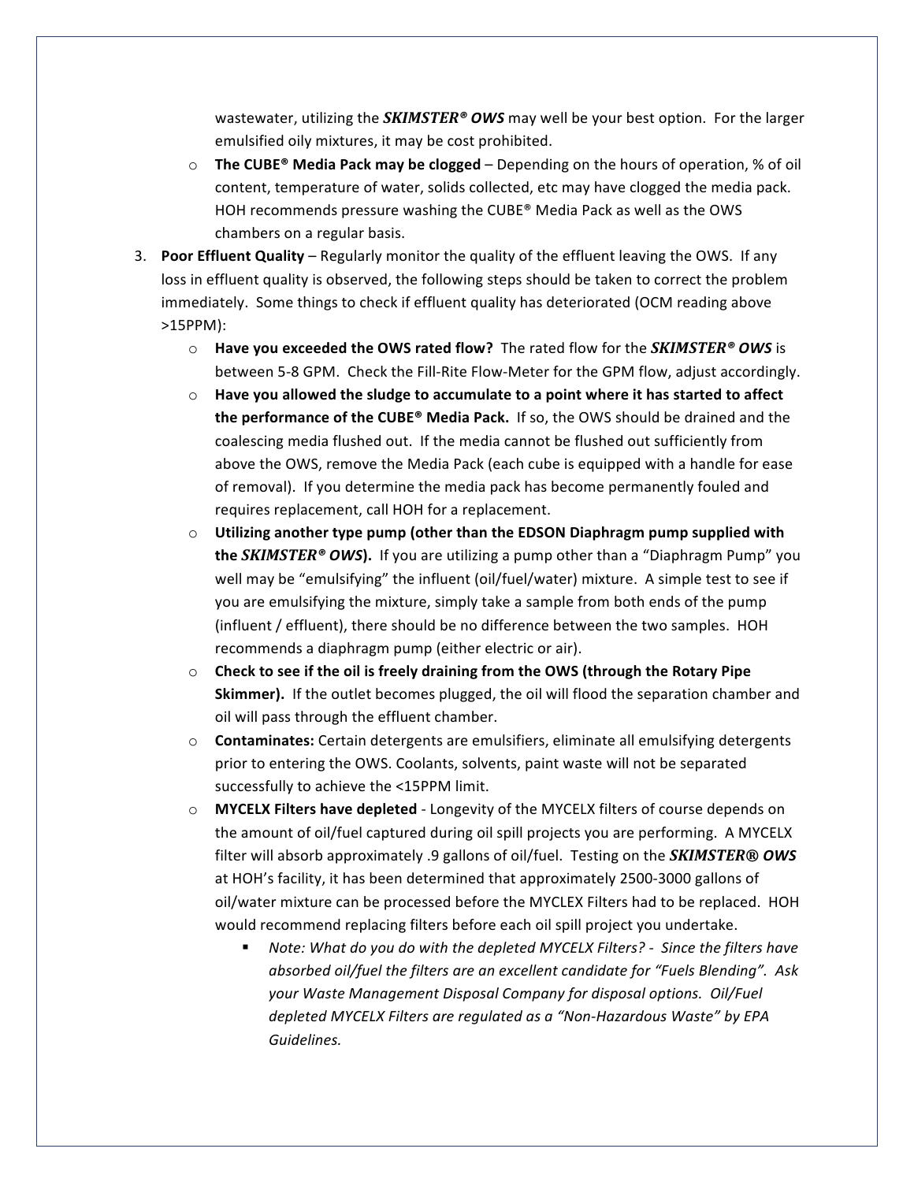wastewater, utilizing the ***SKIMSTER® OWS*** may well be your best option. For the larger emulsified oily mixtures, it may be cost prohibited.

- **The CUBE® Media Pack may be clogged** – Depending on the hours of operation, % of oil content, temperature of water, solids collected, etc may have clogged the media pack. HOH recommends pressure washing the CUBE® Media Pack as well as the OWS chambers on a regular basis.

3. **Poor Effluent Quality** – Regularly monitor the quality of the effluent leaving the OWS. If any loss in effluent quality is observed, the following steps should be taken to correct the problem immediately. Some things to check if effluent quality has deteriorated (OCM reading above >15PPM):
    - **Have you exceeded the OWS rated flow?** The rated flow for the ***SKIMSTER® OWS*** is between 5-8 GPM. Check the Fill-Rite Flow-Meter for the GPM flow, adjust accordingly.
    - **Have you allowed the sludge to accumulate to a point where it has started to affect the performance of the CUBE® Media Pack.** If so, the OWS should be drained and the coalescing media flushed out. If the media cannot be flushed out sufficiently from above the OWS, remove the Media Pack (each cube is equipped with a handle for ease of removal). If you determine the media pack has become permanently fouled and requires replacement, call HOH for a replacement.
    - **Utilizing another type pump (other than the EDSON Diaphragm pump supplied with the *SKIMSTER® OWS*).** If you are utilizing a pump other than a "Diaphragm Pump" you well may be "emulsifying" the influent (oil/fuel/water) mixture. A simple test to see if you are emulsifying the mixture, simply take a sample from both ends of the pump (influent / effluent), there should be no difference between the two samples. HOH recommends a diaphragm pump (either electric or air).
    - **Check to see if the oil is freely draining from the OWS (through the Rotary Pipe Skimmer).** If the outlet becomes plugged, the oil will flood the separation chamber and oil will pass through the effluent chamber.
    - **Contaminates:** Certain detergents are emulsifiers, eliminate all emulsifying detergents prior to entering the OWS. Coolants, solvents, paint waste will not be separated successfully to achieve the <15PPM limit.
    - **MYCELX Filters have depleted** - Longevity of the MYCELX filters of course depends on the amount of oil/fuel captured during oil spill projects you are performing. A MYCELX filter will absorb approximately .9 gallons of oil/fuel. Testing on the ***SKIMSTER® OWS*** at HOH's facility, it has been determined that approximately 2500-3000 gallons of oil/water mixture can be processed before the MYCLEX Filters had to be replaced. HOH would recommend replacing filters before each oil spill project you undertake.
        - *Note: What do you do with the depleted MYCELX Filters? - Since the filters have absorbed oil/fuel the filters are an excellent candidate for "Fuels Blending". Ask your Waste Management Disposal Company for disposal options. Oil/Fuel depleted MYCELX Filters are regulated as a "Non-Hazardous Waste" by EPA Guidelines.*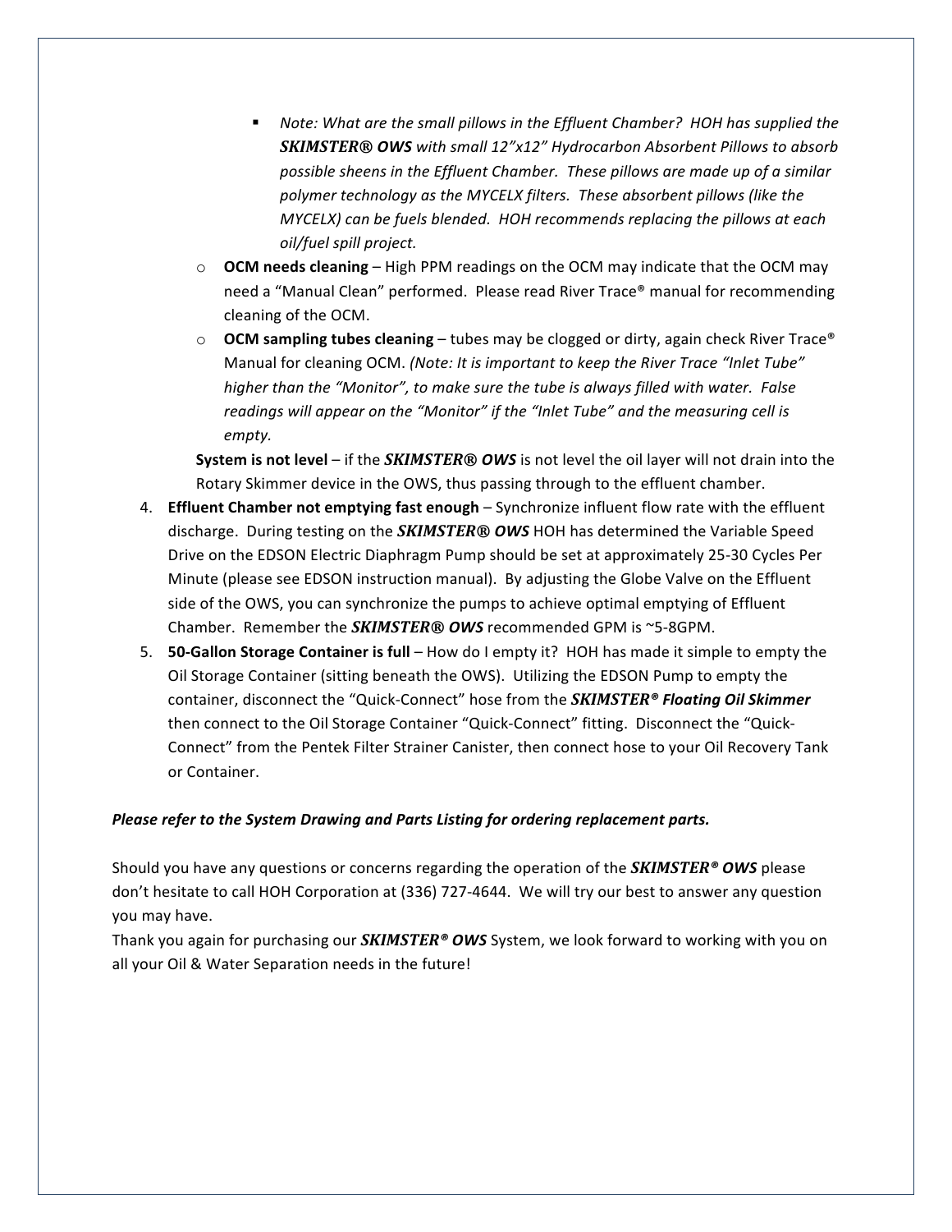- *Note: What are the small pillows in the Effluent Chamber? HOH has supplied the **SKIMSTER® OWS** with small 12"x12" Hydrocarbon Absorbent Pillows to absorb possible sheens in the Effluent Chamber. These pillows are made up of a similar polymer technology as the MYCELX filters. These absorbent pillows (like the MYCELX) can be fuels blended. HOH recommends replacing the pillows at each oil/fuel spill project.*
    - **OCM needs cleaning** – High PPM readings on the OCM may indicate that the OCM may need a "Manual Clean" performed. Please read River Trace® manual for recommending cleaning of the OCM.
    - **OCM sampling tubes cleaning** – tubes may be clogged or dirty, again check River Trace® Manual for cleaning OCM. *(Note: It is important to keep the River Trace "Inlet Tube" higher than the "Monitor", to make sure the tube is always filled with water. False readings will appear on the "Monitor" if the "Inlet Tube" and the measuring cell is empty.*

   **System is not level** – if the ***SKIMSTER® OWS*** is not level the oil layer will not drain into the Rotary Skimmer device in the OWS, thus passing through to the effluent chamber.

4. **Effluent Chamber not emptying fast enough** – Synchronize influent flow rate with the effluent discharge. During testing on the ***SKIMSTER® OWS*** HOH has determined the Variable Speed Drive on the EDSON Electric Diaphragm Pump should be set at approximately 25-30 Cycles Per Minute (please see EDSON instruction manual). By adjusting the Globe Valve on the Effluent side of the OWS, you can synchronize the pumps to achieve optimal emptying of Effluent Chamber. Remember the ***SKIMSTER® OWS*** recommended GPM is ~5-8GPM.
5. **50-Gallon Storage Container is full** – How do I empty it? HOH has made it simple to empty the Oil Storage Container (sitting beneath the OWS). Utilizing the EDSON Pump to empty the container, disconnect the "Quick-Connect" hose from the ***SKIMSTER® Floating Oil Skimmer*** then connect to the Oil Storage Container "Quick-Connect" fitting. Disconnect the "Quick-Connect" from the Pentek Filter Strainer Canister, then connect hose to your Oil Recovery Tank or Container.

***Please refer to the System Drawing and Parts Listing for ordering replacement parts.***

Should you have any questions or concerns regarding the operation of the ***SKIMSTER® OWS*** please don't hesitate to call HOH Corporation at (336) 727-4644. We will try our best to answer any question you may have.
Thank you again for purchasing our ***SKIMSTER® OWS*** System, we look forward to working with you on all your Oil & Water Separation needs in the future!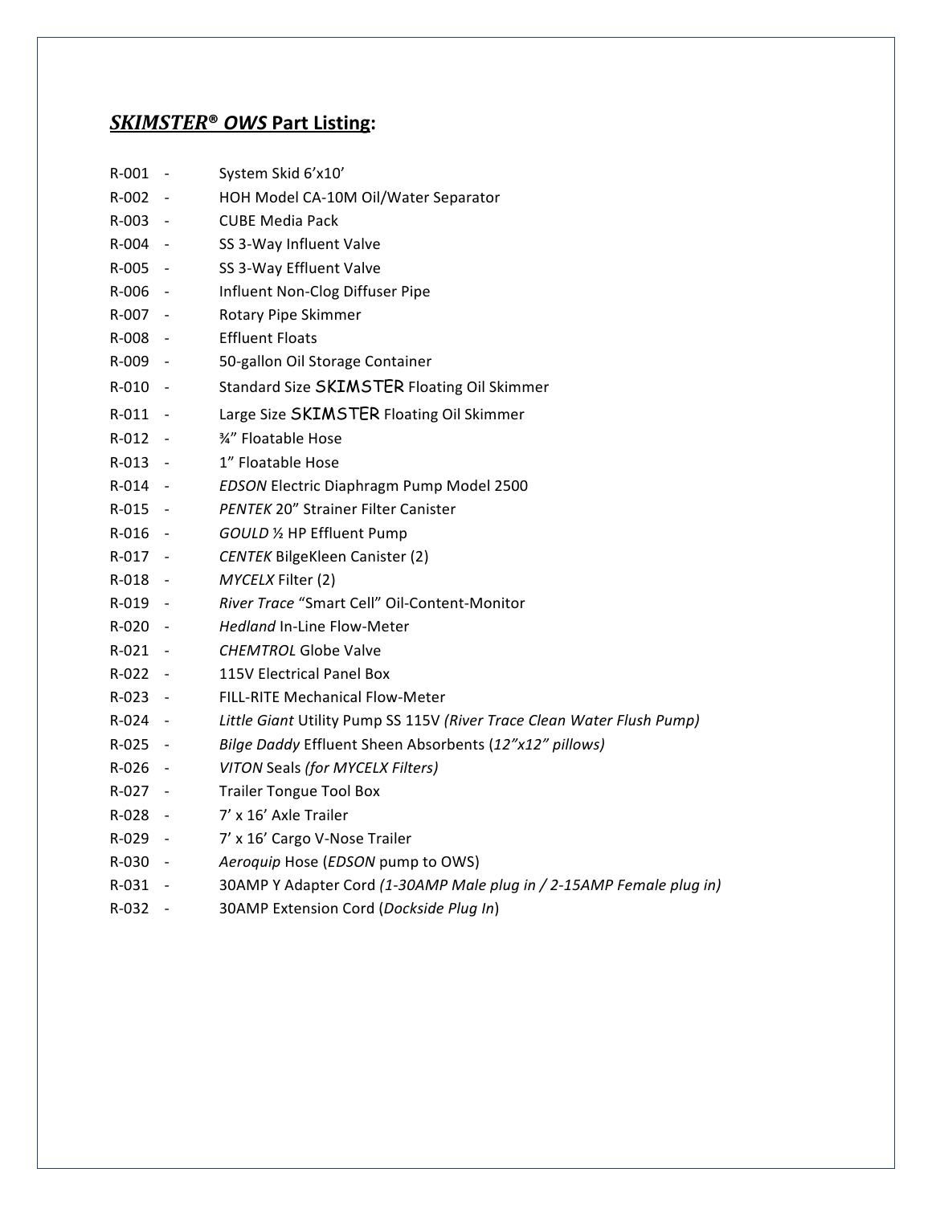## ***SKIMSTER® OWS*** **Part Listing:**

R-001 - System Skid 6'x10'
R-002 - HOH Model CA-10M Oil/Water Separator
R-003 - CUBE Media Pack
R-004 - SS 3-Way Influent Valve
R-005 - SS 3-Way Effluent Valve
R-006 - Influent Non-Clog Diffuser Pipe
R-007 - Rotary Pipe Skimmer
R-008 - Effluent Floats
R-009 - 50-gallon Oil Storage Container
R-010 - Standard Size SKIMSTER Floating Oil Skimmer
R-011 - Large Size SKIMSTER Floating Oil Skimmer
R-012 - ¾" Floatable Hose
R-013 - 1" Floatable Hose
R-014 - *EDSON* Electric Diaphragm Pump Model 2500
R-015 - *PENTEK* 20" Strainer Filter Canister
R-016 - *GOULD* ½ HP Effluent Pump
R-017 - *CENTEK* BilgeKleen Canister (2)
R-018 - *MYCELX* Filter (2)
R-019 - *River Trace* "Smart Cell" Oil-Content-Monitor
R-020 - *Hedland* In-Line Flow-Meter
R-021 - *CHEMTROL* Globe Valve
R-022 - 115V Electrical Panel Box
R-023 - FILL-RITE Mechanical Flow-Meter
R-024 - *Little Giant* Utility Pump SS 115V *(River Trace Clean Water Flush Pump)*
R-025 - *Bilge Daddy* Effluent Sheen Absorbents (*12"x12" pillows)*
R-026 - *VITON* Seals *(for MYCELX Filters)*
R-027 - Trailer Tongue Tool Box
R-028 - 7' x 16' Axle Trailer
R-029 - 7' x 16' Cargo V-Nose Trailer
R-030 - *Aeroquip* Hose (*EDSON* pump to OWS)
R-031 - 30AMP Y Adapter Cord *(1-30AMP Male plug in / 2-15AMP Female plug in)*
R-032 - 30AMP Extension Cord (*Dockside Plug In*)